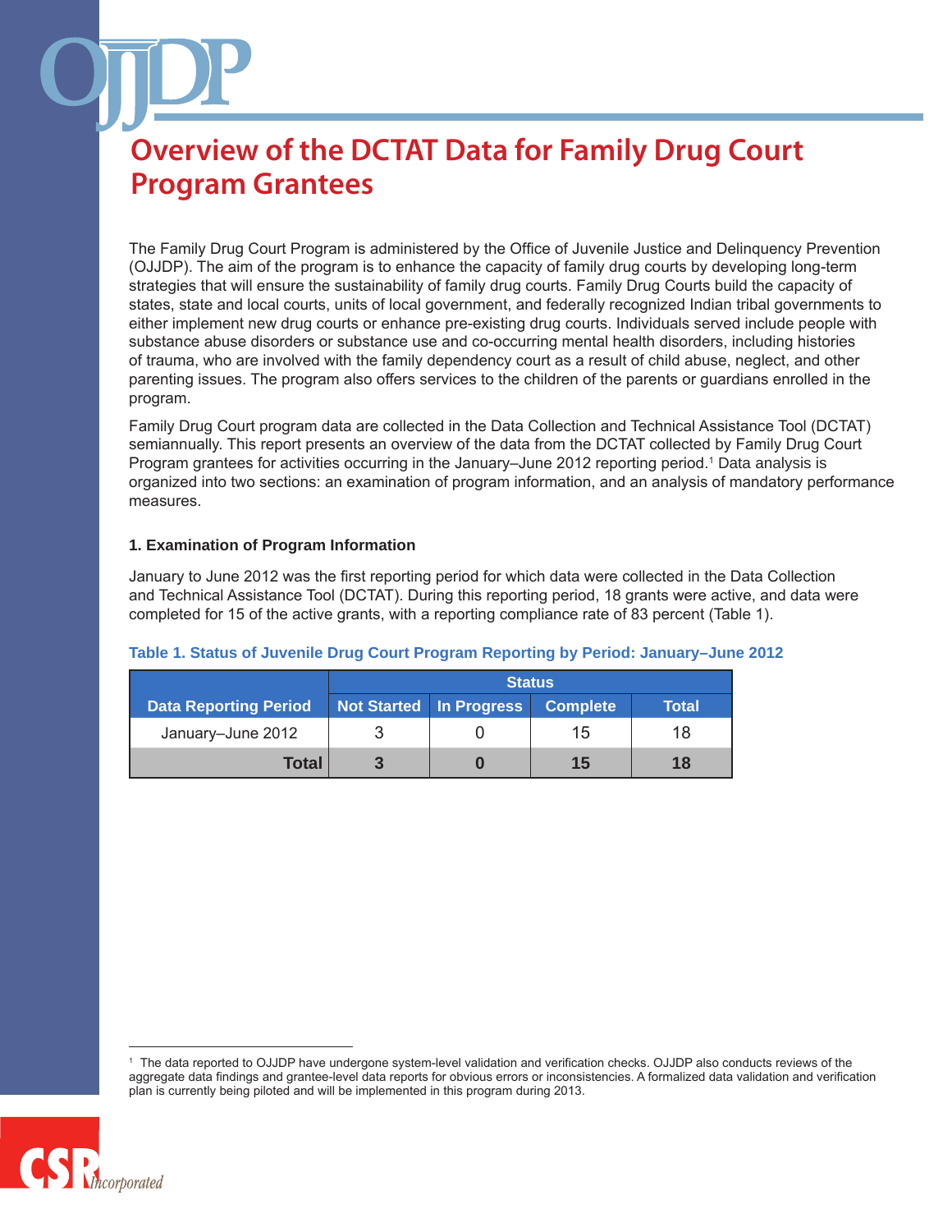# Overview of the DCTAT Data for Family Drug Court Program Grantees

The Family Drug Court Program is administered by the Office of Juvenile Justice and Delinquency Prevention (OJJDP). The aim of the program is to enhance the capacity of family drug courts by developing long-term strategies that will ensure the sustainability of family drug courts. Family Drug Courts build the capacity of states, state and local courts, units of local government, and federally recognized Indian tribal governments to either implement new drug courts or enhance pre-existing drug courts. Individuals served include people with substance abuse disorders or substance use and co-occurring mental health disorders, including histories of trauma, who are involved with the family dependency court as a result of child abuse, neglect, and other parenting issues. The program also offers services to the children of the parents or guardians enrolled in the program.

Family Drug Court program data are collected in the Data Collection and Technical Assistance Tool (DCTAT) semiannually. This report presents an overview of the data from the DCTAT collected by Family Drug Court Program grantees for activities occurring in the January–June 2012 reporting period.[1] Data analysis is organized into two sections: an examination of program information, and an analysis of mandatory performance measures.

### 1. Examination of Program Information

January to June 2012 was the first reporting period for which data were collected in the Data Collection and Technical Assistance Tool (DCTAT). During this reporting period, 18 grants were active, and data were completed for 15 of the active grants, with a reporting compliance rate of 83 percent (Table 1).

**Table 1. Status of Juvenile Drug Court Program Reporting by Period: January–June 2012**

| | Status | | | |
|---|---|---|---|---|
| **Data Reporting Period** | **Not Started** | **In Progress** | **Complete** | **Total** |
| January–June 2012 | 3 | 0 | 15 | 18 |
| **Total** | **3** | **0** | **15** | **18** |

[1] The data reported to OJJDP have undergone system-level validation and verification checks. OJJDP also conducts reviews of the aggregate data findings and grantee-level data reports for obvious errors or inconsistencies. A formalized data validation and verification plan is currently being piloted and will be implemented in this program during 2013.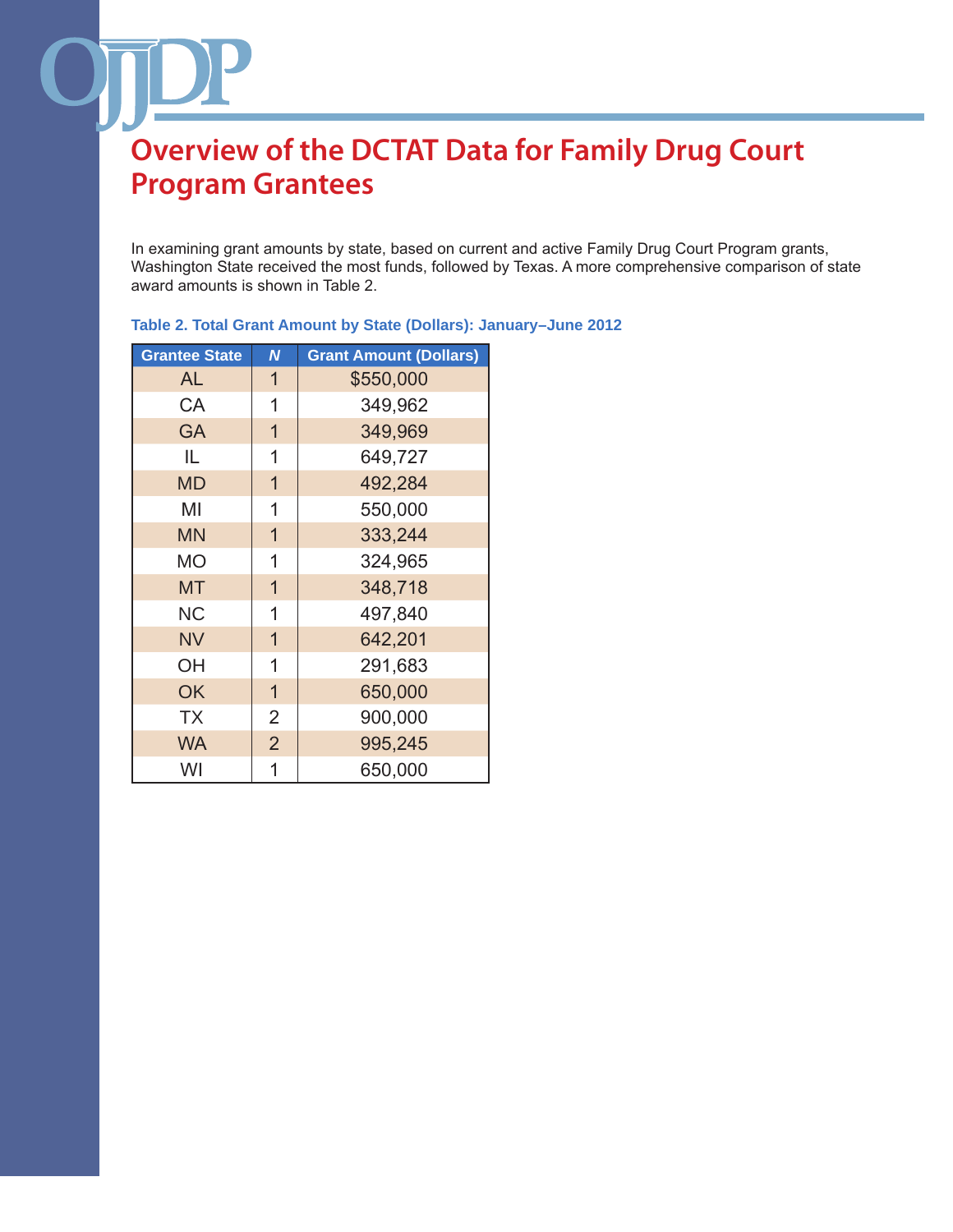# Overview of the DCTAT Data for Family Drug Court Program Grantees

In examining grant amounts by state, based on current and active Family Drug Court Program grants, Washington State received the most funds, followed by Texas. A more comprehensive comparison of state award amounts is shown in Table 2.

**Table 2. Total Grant Amount by State (Dollars): January–June 2012**

| Grantee State | *N* | Grant Amount (Dollars) |
|---|---|---|
| AL | 1 | $550,000 |
| CA | 1 | 349,962 |
| GA | 1 | 349,969 |
| IL | 1 | 649,727 |
| MD | 1 | 492,284 |
| MI | 1 | 550,000 |
| MN | 1 | 333,244 |
| MO | 1 | 324,965 |
| MT | 1 | 348,718 |
| NC | 1 | 497,840 |
| NV | 1 | 642,201 |
| OH | 1 | 291,683 |
| OK | 1 | 650,000 |
| TX | 2 | 900,000 |
| WA | 2 | 995,245 |
| WI | 1 | 650,000 |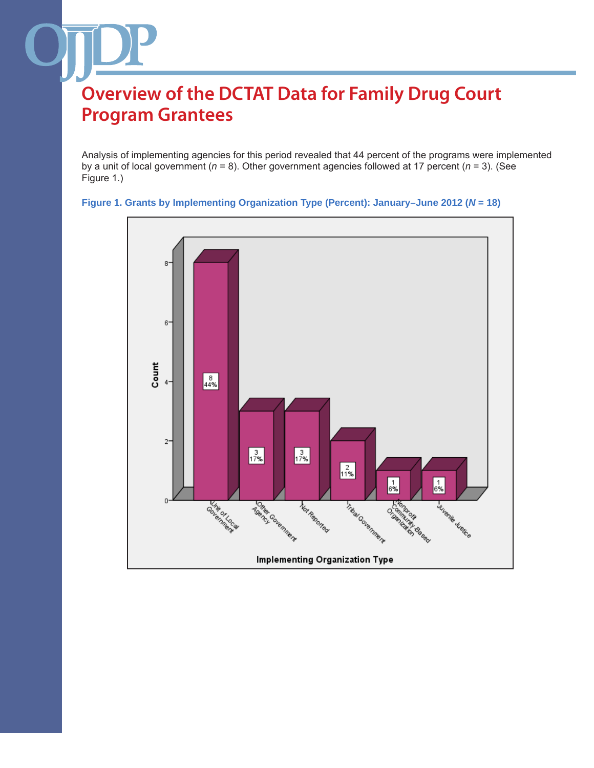# Overview of the DCTAT Data for Family Drug Court Program Grantees

Analysis of implementing agencies for this period revealed that 44 percent of the programs were implemented by a unit of local government (*n* = 8). Other government agencies followed at 17 percent (*n* = 3). (See Figure 1.)

**Figure 1. Grants by Implementing Organization Type (Percent): January–June 2012 (*N* = 18)**

| Implementing Organization Type | Count | Percent |
|---|---|---|
| Unit of Local Government | 8 | 44% |
| Other Government Agency | 3 | 17% |
| Not Reported | 3 | 17% |
| Tribal Government | 2 | 11% |
| Nonprofit Community-Based Organization | 1 | 6% |
| Juvenile Justice | 1 | 6% |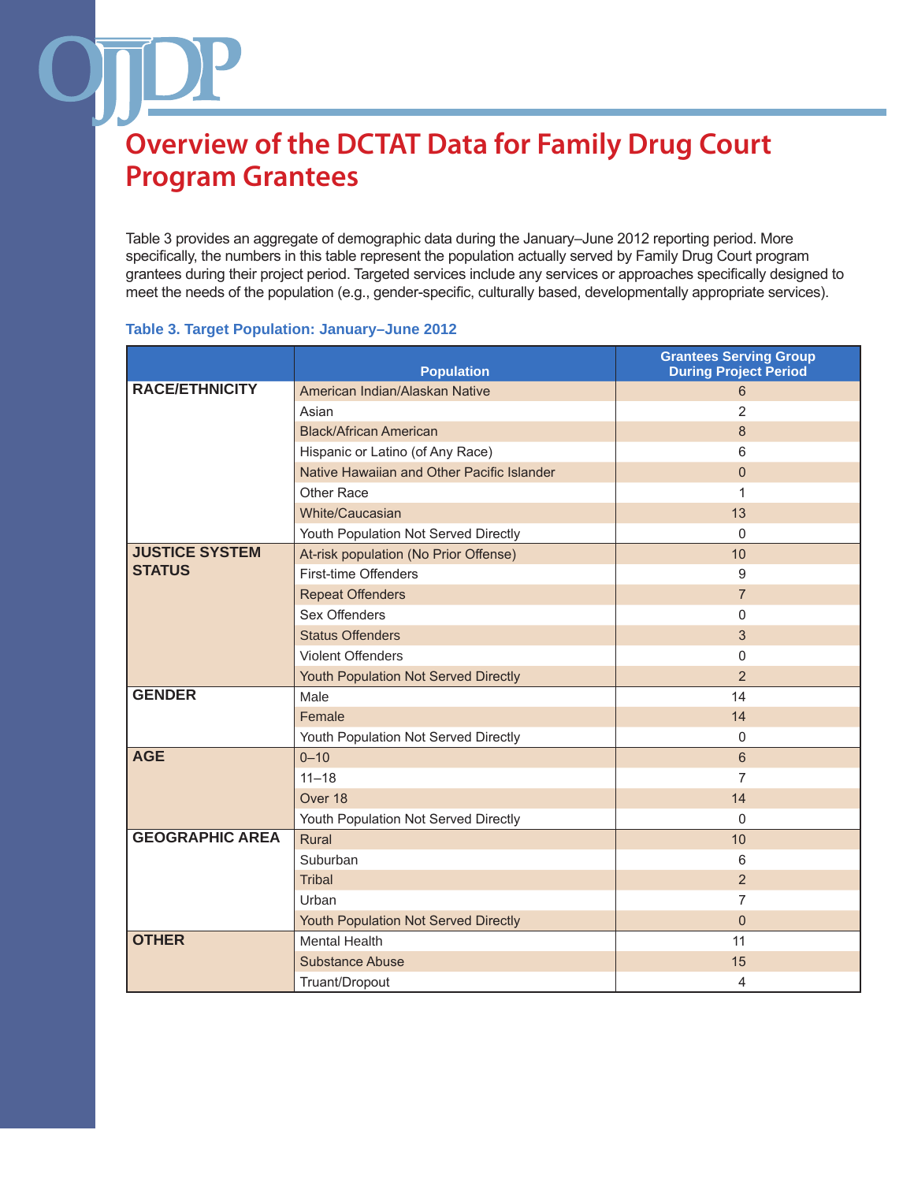# Overview of the DCTAT Data for Family Drug Court Program Grantees

Table 3 provides an aggregate of demographic data during the January–June 2012 reporting period. More specifically, the numbers in this table represent the population actually served by Family Drug Court program grantees during their project period. Targeted services include any services or approaches specifically designed to meet the needs of the population (e.g., gender-specific, culturally based, developmentally appropriate services).

**Table 3. Target Population: January–June 2012**

| | Population | Grantees Serving Group During Project Period |
|---|---|---|
| **RACE/ETHNICITY** | American Indian/Alaskan Native | 6 |
| | Asian | 2 |
| | Black/African American | 8 |
| | Hispanic or Latino (of Any Race) | 6 |
| | Native Hawaiian and Other Pacific Islander | 0 |
| | Other Race | 1 |
| | White/Caucasian | 13 |
| | Youth Population Not Served Directly | 0 |
| **JUSTICE SYSTEM STATUS** | At-risk population (No Prior Offense) | 10 |
| | First-time Offenders | 9 |
| | Repeat Offenders | 7 |
| | Sex Offenders | 0 |
| | Status Offenders | 3 |
| | Violent Offenders | 0 |
| | Youth Population Not Served Directly | 2 |
| **GENDER** | Male | 14 |
| | Female | 14 |
| | Youth Population Not Served Directly | 0 |
| **AGE** | 0–10 | 6 |
| | 11–18 | 7 |
| | Over 18 | 14 |
| | Youth Population Not Served Directly | 0 |
| **GEOGRAPHIC AREA** | Rural | 10 |
| | Suburban | 6 |
| | Tribal | 2 |
| | Urban | 7 |
| | Youth Population Not Served Directly | 0 |
| **OTHER** | Mental Health | 11 |
| | Substance Abuse | 15 |
| | Truant/Dropout | 4 |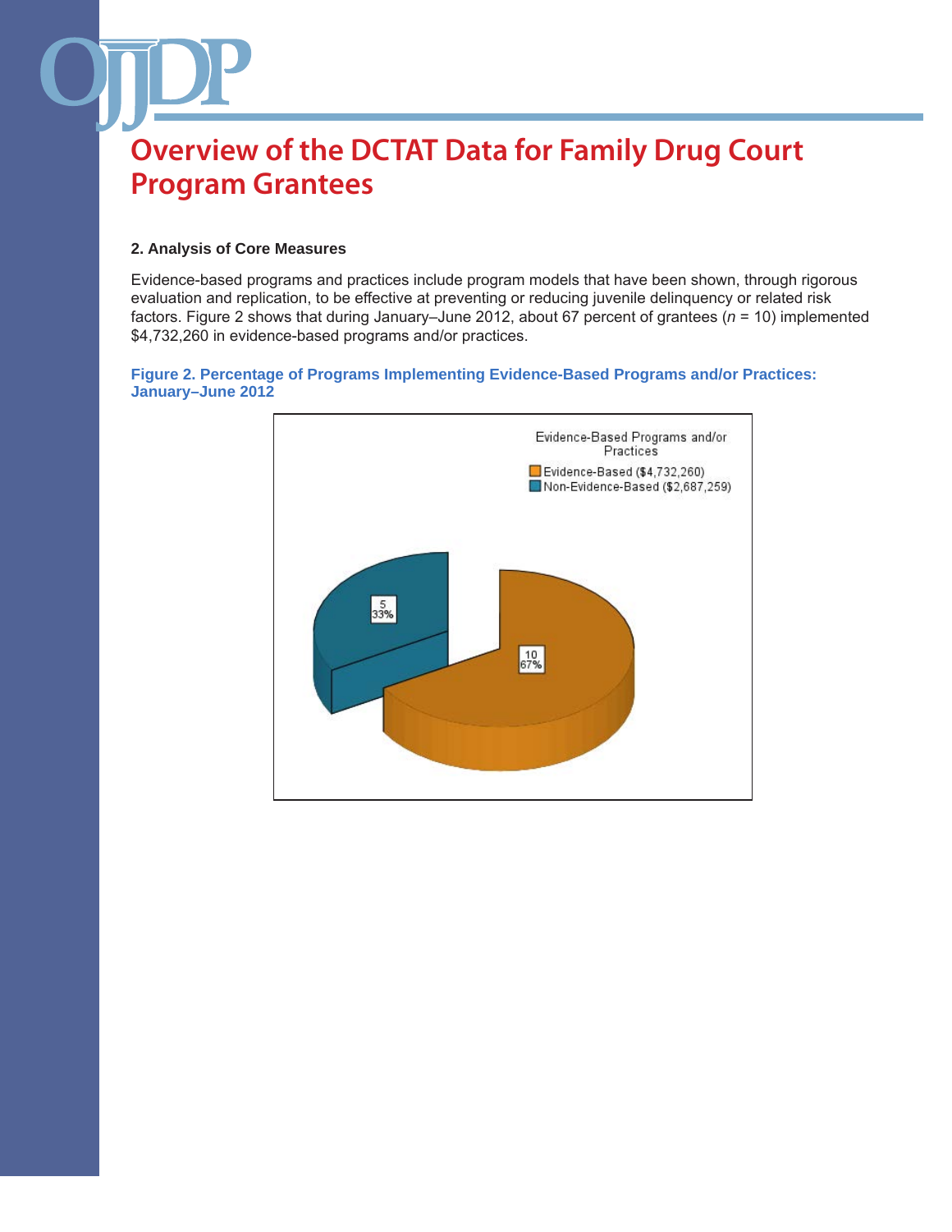# Overview of the DCTAT Data for Family Drug Court Program Grantees

### 2. Analysis of Core Measures

Evidence-based programs and practices include program models that have been shown, through rigorous evaluation and replication, to be effective at preventing or reducing juvenile delinquency or related risk factors. Figure 2 shows that during January–June 2012, about 67 percent of grantees (*n* = 10) implemented $4,732,260 in evidence-based programs and/or practices.

**Figure 2. Percentage of Programs Implementing Evidence-Based Programs and/or Practices: January–June 2012**

Evidence-Based Programs and/or Practices

- Evidence-Based ($4,732,260)
- Non-Evidence-Based ($2,687,259)

| Category | Count | Percent |
| --- | --- | --- |
| Evidence-Based | 10 | 67% |
| Non-Evidence-Based | 5 | 33% |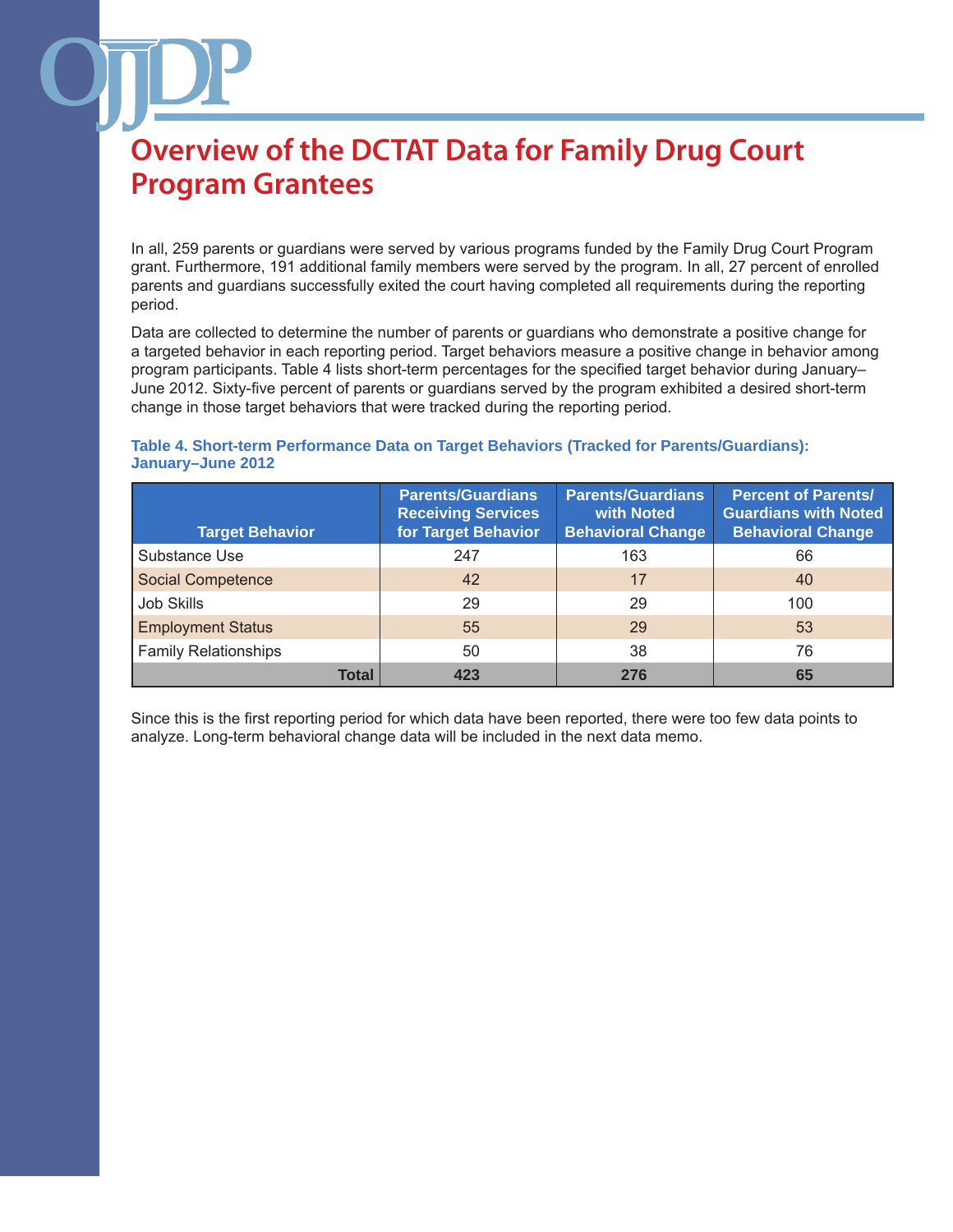# Overview of the DCTAT Data for Family Drug Court Program Grantees

In all, 259 parents or guardians were served by various programs funded by the Family Drug Court Program grant. Furthermore, 191 additional family members were served by the program. In all, 27 percent of enrolled parents and guardians successfully exited the court having completed all requirements during the reporting period.

Data are collected to determine the number of parents or guardians who demonstrate a positive change for a targeted behavior in each reporting period. Target behaviors measure a positive change in behavior among program participants. Table 4 lists short-term percentages for the specified target behavior during January–June 2012. Sixty-five percent of parents or guardians served by the program exhibited a desired short-term change in those target behaviors that were tracked during the reporting period.

**Table 4. Short-term Performance Data on Target Behaviors (Tracked for Parents/Guardians): January–June 2012**

| Target Behavior | Parents/Guardians Receiving Services for Target Behavior | Parents/Guardians with Noted Behavioral Change | Percent of Parents/ Guardians with Noted Behavioral Change |
|---|---|---|---|
| Substance Use | 247 | 163 | 66 |
| Social Competence | 42 | 17 | 40 |
| Job Skills | 29 | 29 | 100 |
| Employment Status | 55 | 29 | 53 |
| Family Relationships | 50 | 38 | 76 |
| **Total** | **423** | **276** | **65** |

Since this is the first reporting period for which data have been reported, there were too few data points to analyze. Long-term behavioral change data will be included in the next data memo.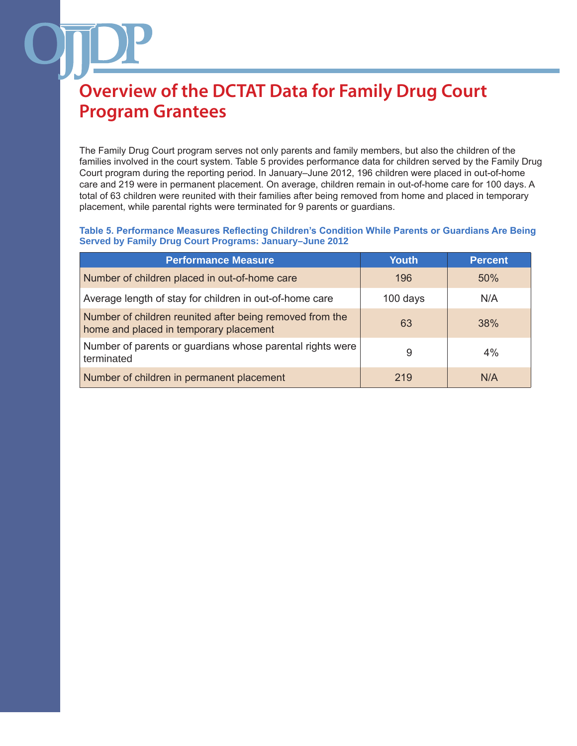# Overview of the DCTAT Data for Family Drug Court Program Grantees

The Family Drug Court program serves not only parents and family members, but also the children of the families involved in the court system. Table 5 provides performance data for children served by the Family Drug Court program during the reporting period. In January–June 2012, 196 children were placed in out-of-home care and 219 were in permanent placement. On average, children remain in out-of-home care for 100 days. A total of 63 children were reunited with their families after being removed from home and placed in temporary placement, while parental rights were terminated for 9 parents or guardians.

**Table 5. Performance Measures Reflecting Children's Condition While Parents or Guardians Are Being Served by Family Drug Court Programs: January–June 2012**

| Performance Measure | Youth | Percent |
|---|---|---|
| Number of children placed in out-of-home care | 196 | 50% |
| Average length of stay for children in out-of-home care | 100 days | N/A |
| Number of children reunited after being removed from the home and placed in temporary placement | 63 | 38% |
| Number of parents or guardians whose parental rights were terminated | 9 | 4% |
| Number of children in permanent placement | 219 | N/A |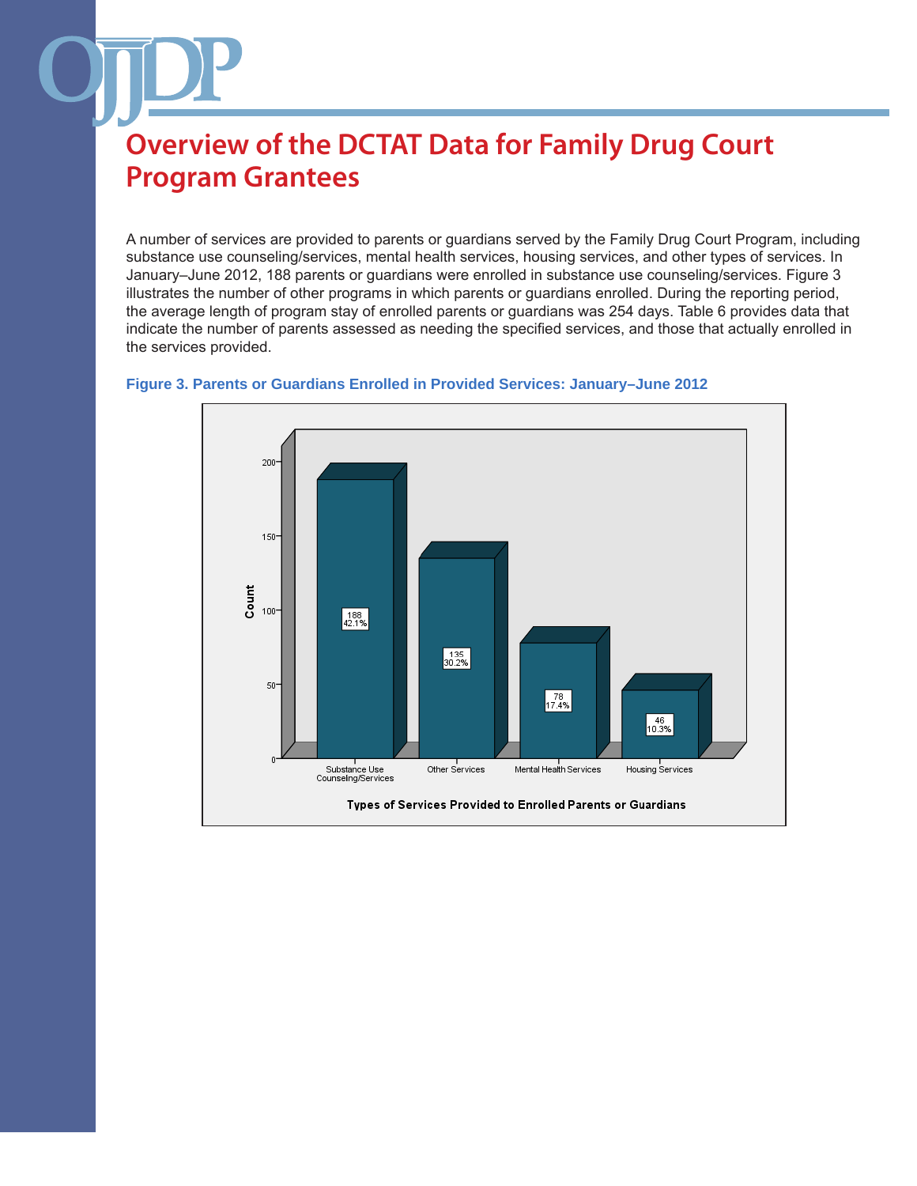# Overview of the DCTAT Data for Family Drug Court Program Grantees

A number of services are provided to parents or guardians served by the Family Drug Court Program, including substance use counseling/services, mental health services, housing services, and other types of services. In January–June 2012, 188 parents or guardians were enrolled in substance use counseling/services. Figure 3 illustrates the number of other programs in which parents or guardians enrolled. During the reporting period, the average length of program stay of enrolled parents or guardians was 254 days. Table 6 provides data that indicate the number of parents assessed as needing the specified services, and those that actually enrolled in the services provided.

**Figure 3. Parents or Guardians Enrolled in Provided Services: January–June 2012**

| Types of Services Provided to Enrolled Parents or Guardians | Count | Percent |
|---|---|---|
| Substance Use Counseling/Services | 188 | 42.1% |
| Other Services | 135 | 30.2% |
| Mental Health Services | 78 | 17.4% |
| Housing Services | 46 | 10.3% |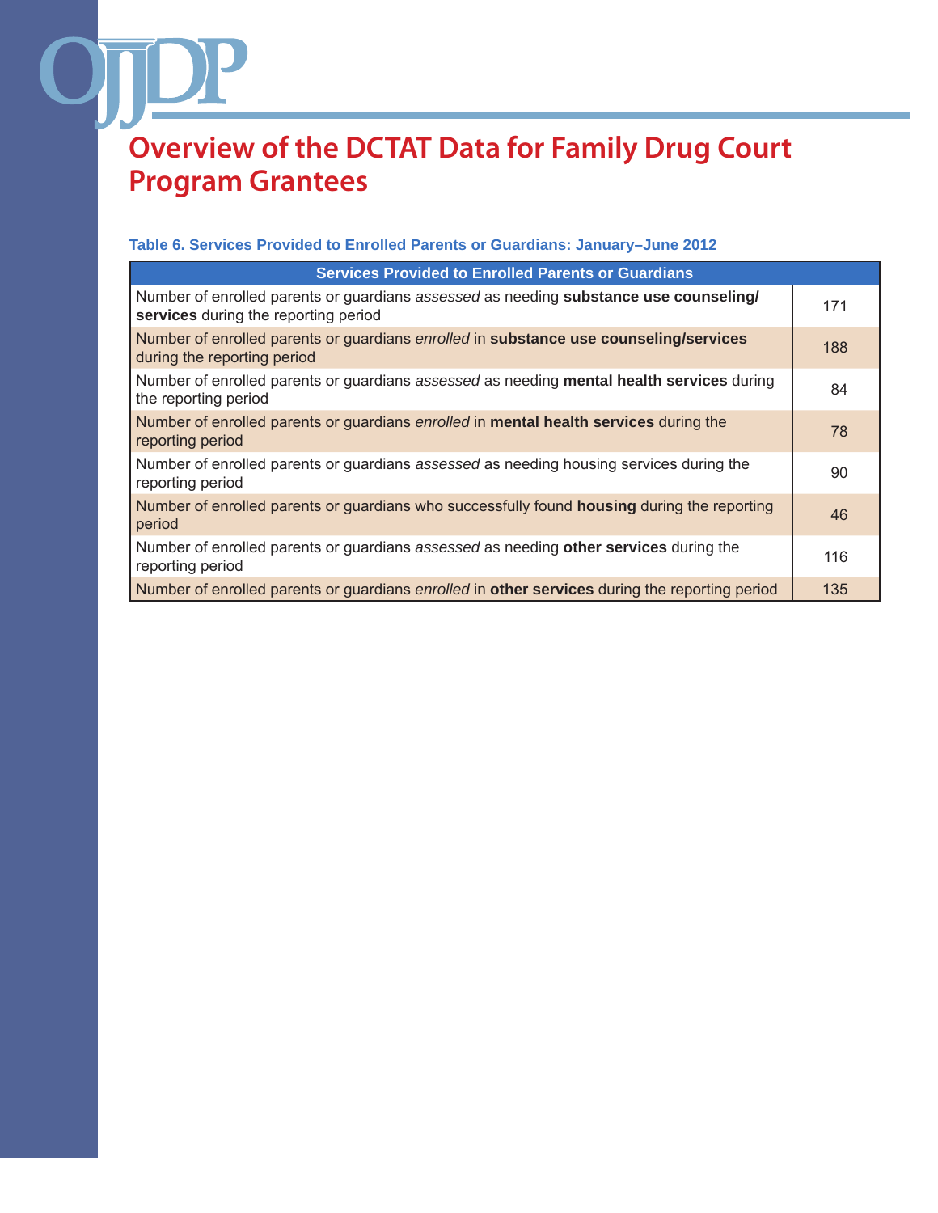# Overview of the DCTAT Data for Family Drug Court Program Grantees

**Table 6. Services Provided to Enrolled Parents or Guardians: January–June 2012**

| Services Provided to Enrolled Parents or Guardians | |
|---|---|
| Number of enrolled parents or guardians *assessed* as needing **substance use counseling/ services** during the reporting period | 171 |
| Number of enrolled parents or guardians *enrolled* in **substance use counseling/services** during the reporting period | 188 |
| Number of enrolled parents or guardians *assessed* as needing **mental health services** during the reporting period | 84 |
| Number of enrolled parents or guardians *enrolled* in **mental health services** during the reporting period | 78 |
| Number of enrolled parents or guardians *assessed* as needing housing services during the reporting period | 90 |
| Number of enrolled parents or guardians who successfully found **housing** during the reporting period | 46 |
| Number of enrolled parents or guardians *assessed* as needing **other services** during the reporting period | 116 |
| Number of enrolled parents or guardians *enrolled* in **other services** during the reporting period | 135 |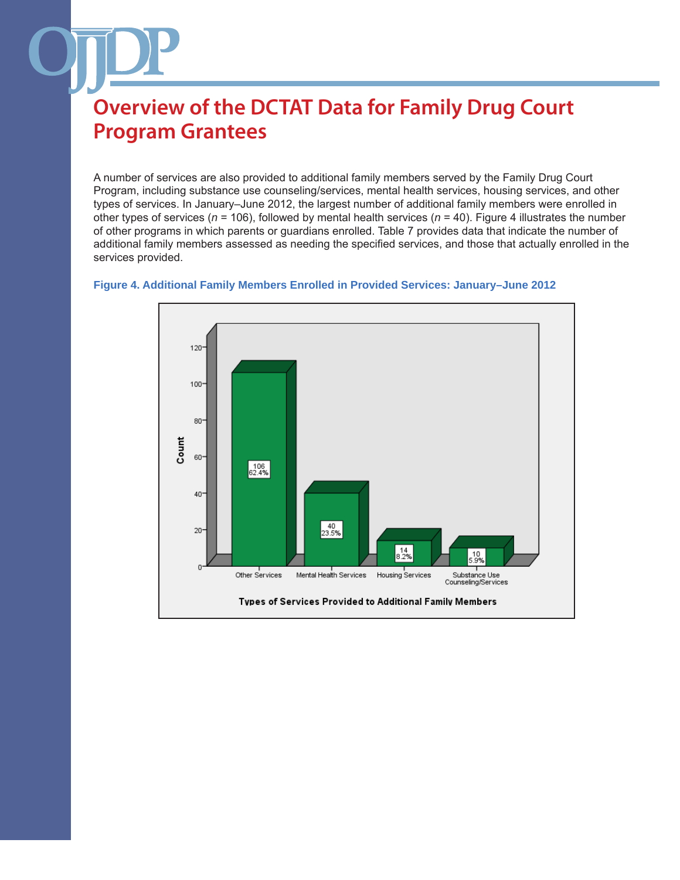# Overview of the DCTAT Data for Family Drug Court Program Grantees

A number of services are also provided to additional family members served by the Family Drug Court Program, including substance use counseling/services, mental health services, housing services, and other types of services. In January–June 2012, the largest number of additional family members were enrolled in other types of services ($n$ = 106), followed by mental health services ($n$ = 40). Figure 4 illustrates the number of other programs in which parents or guardians enrolled. Table 7 provides data that indicate the number of additional family members assessed as needing the specified services, and those that actually enrolled in the services provided.

**Figure 4. Additional Family Members Enrolled in Provided Services: January–June 2012**

| Types of Services Provided to Additional Family Members | Count | Percent |
|---|---|---|
| Other Services | 106 | 62.4% |
| Mental Health Services | 40 | 23.5% |
| Housing Services | 14 | 8.2% |
| Substance Use Counseling/Services | 10 | 5.9% |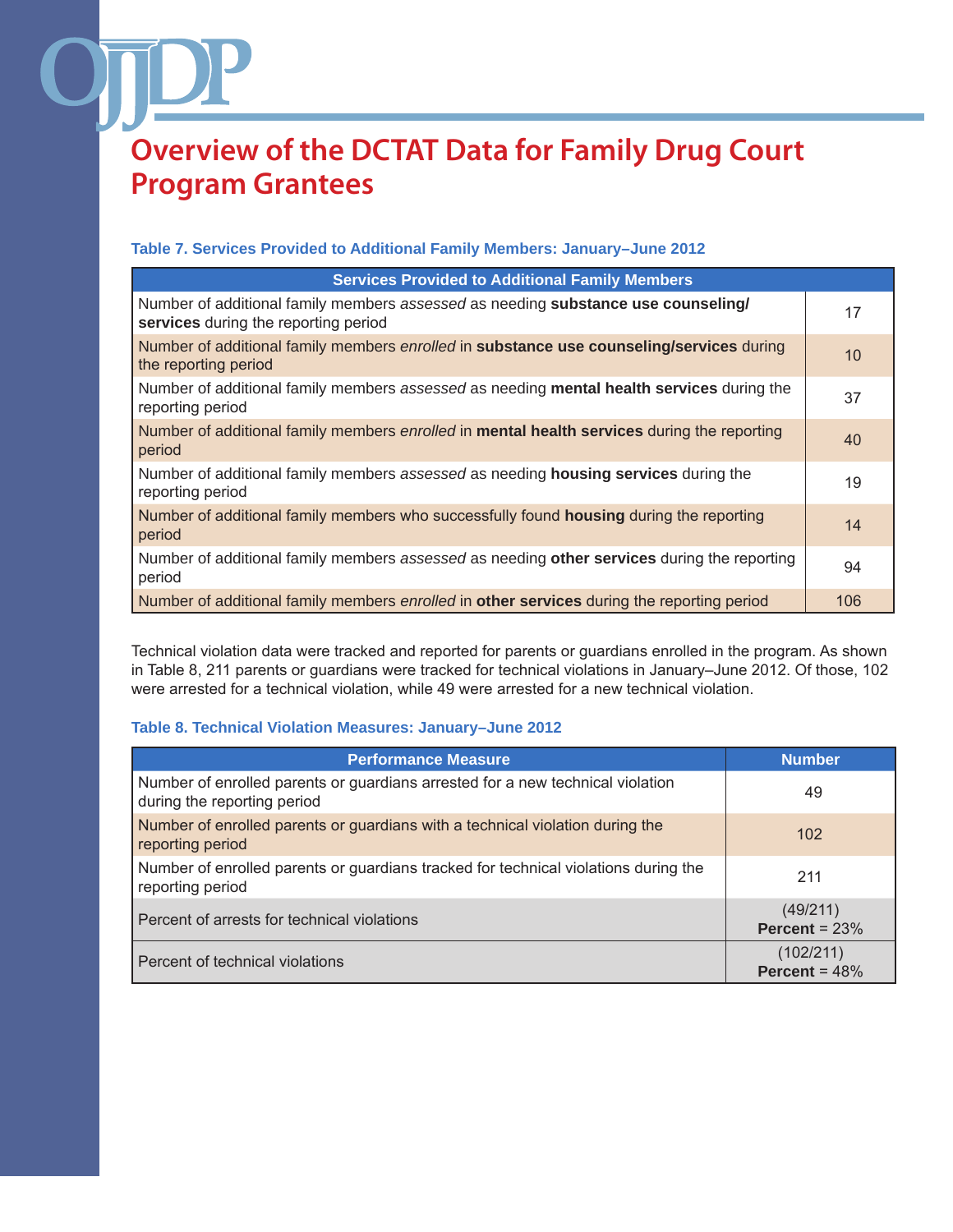# Overview of the DCTAT Data for Family Drug Court Program Grantees

**Table 7. Services Provided to Additional Family Members: January–June 2012**

| Services Provided to Additional Family Members | |
|---|---|
| Number of additional family members *assessed* as needing **substance use counseling/ services** during the reporting period | 17 |
| Number of additional family members *enrolled* in **substance use counseling/services** during the reporting period | 10 |
| Number of additional family members *assessed* as needing **mental health services** during the reporting period | 37 |
| Number of additional family members *enrolled* in **mental health services** during the reporting period | 40 |
| Number of additional family members *assessed* as needing **housing services** during the reporting period | 19 |
| Number of additional family members who successfully found **housing** during the reporting period | 14 |
| Number of additional family members *assessed* as needing **other services** during the reporting period | 94 |
| Number of additional family members *enrolled* in **other services** during the reporting period | 106 |

Technical violation data were tracked and reported for parents or guardians enrolled in the program. As shown in Table 8, 211 parents or guardians were tracked for technical violations in January–June 2012. Of those, 102 were arrested for a technical violation, while 49 were arrested for a new technical violation.

**Table 8. Technical Violation Measures: January–June 2012**

| Performance Measure | Number |
|---|---|
| Number of enrolled parents or guardians arrested for a new technical violation during the reporting period | 49 |
| Number of enrolled parents or guardians with a technical violation during the reporting period | 102 |
| Number of enrolled parents or guardians tracked for technical violations during the reporting period | 211 |
| Percent of arrests for technical violations | (49/211) **Percent** = 23% |
| Percent of technical violations | (102/211) **Percent** = 48% |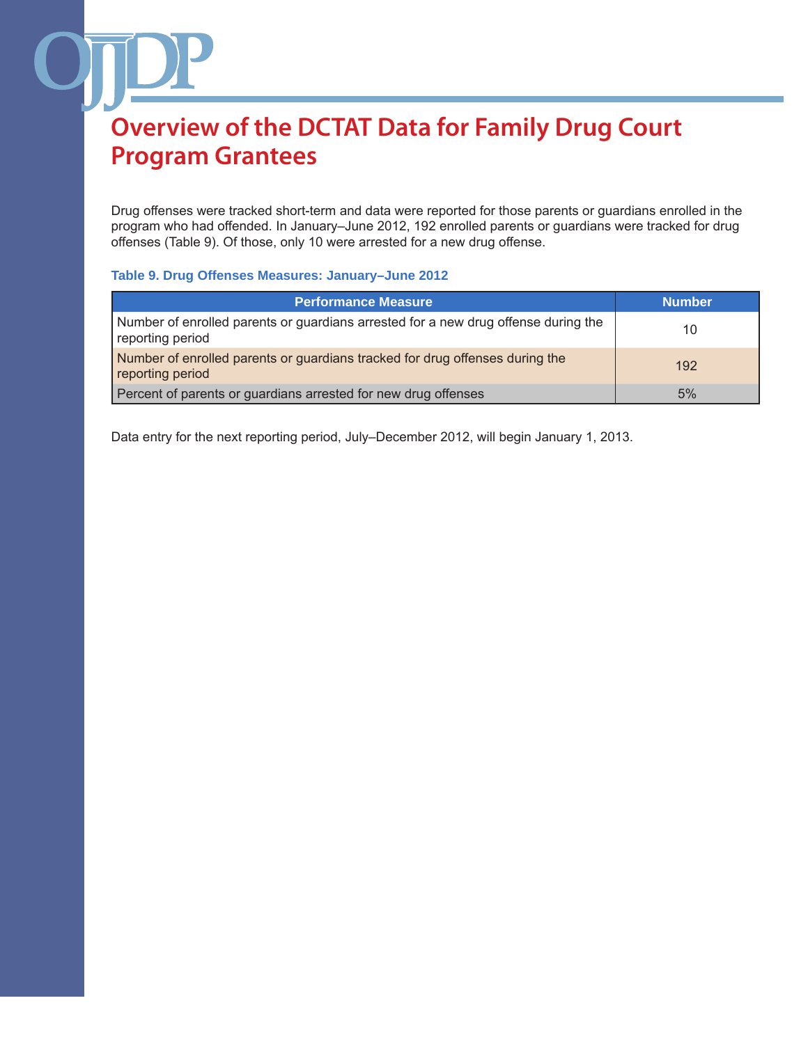# Overview of the DCTAT Data for Family Drug Court Program Grantees

Drug offenses were tracked short-term and data were reported for those parents or guardians enrolled in the program who had offended. In January–June 2012, 192 enrolled parents or guardians were tracked for drug offenses (Table 9). Of those, only 10 were arrested for a new drug offense.

**Table 9. Drug Offenses Measures: January–June 2012**

| Performance Measure | Number |
|---|---|
| Number of enrolled parents or guardians arrested for a new drug offense during the reporting period | 10 |
| Number of enrolled parents or guardians tracked for drug offenses during the reporting period | 192 |
| Percent of parents or guardians arrested for new drug offenses | 5% |

Data entry for the next reporting period, July–December 2012, will begin January 1, 2013.